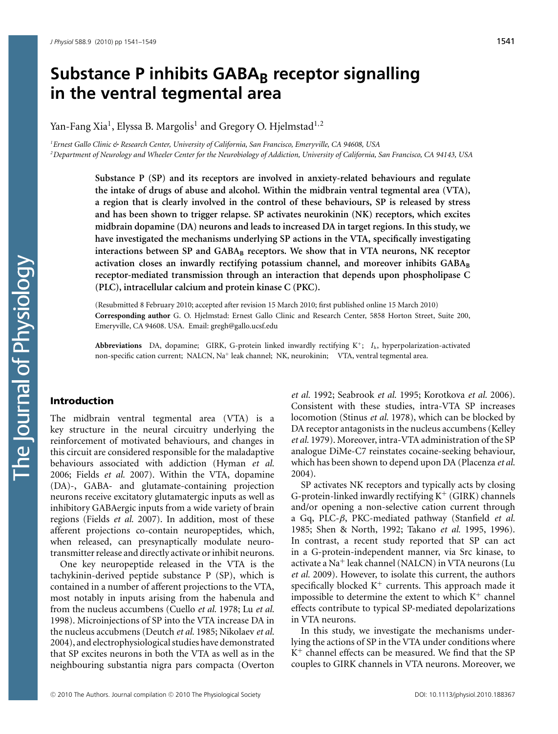# Substance P inhibits $GABA_B$ receptor signalling in the ventral tegmental area

Yan-Fang Xia[1], Elyssa B. Margolis[1] and Gregory O. Hjelmstad[1,2]

[1] Ernest Gallo Clinic & Research Center, University of California, San Francisco, Emeryville, CA 94608, USA

[2] Department of Neurology and Wheeler Center for the Neurobiology of Addiction, University of California, San Francisco, CA 94143, USA

**Substance P (SP) and its receptors are involved in anxiety-related behaviours and regulate the intake of drugs of abuse and alcohol. Within the midbrain ventral tegmental area (VTA), a region that is clearly involved in the control of these behaviours, SP is released by stress and has been shown to trigger relapse. SP activates neurokinin (NK) receptors, which excites midbrain dopamine (DA) neurons and leads to increased DA in target regions. In this study, we have investigated the mechanisms underlying SP actions in the VTA, specifically investigating interactions between SP and $GABA_B$ receptors. We show that in VTA neurons, NK receptor activation closes an inwardly rectifying potassium channel, and moreover inhibits $GABA_B$ receptor-mediated transmission through an interaction that depends upon phospholipase C (PLC), intracellular calcium and protein kinase C (PKC).**

(Resubmitted 8 February 2010; accepted after revision 15 March 2010; first published online 15 March 2010)

**Corresponding author** G. O. Hjelmstad: Ernest Gallo Clinic and Research Center, 5858 Horton Street, Suite 200, Emeryville, CA 94608. USA. Email: gregh@gallo.ucsf.edu

**Abbreviations** DA, dopamine; GIRK, G-protein linked inwardly rectifying $K^+$; $I_h$, hyperpolarization-activated non-specific cation current; NALCN, $Na^+$ leak channel; NK, neurokinin; VTA, ventral tegmental area.

## Introduction

The midbrain ventral tegmental area (VTA) is a key structure in the neural circuitry underlying the reinforcement of motivated behaviours, and changes in this circuit are considered responsible for the maladaptive behaviours associated with addiction (Hyman *et al.* 2006; Fields *et al.* 2007). Within the VTA, dopamine (DA)-, GABA- and glutamate-containing projection neurons receive excitatory glutamatergic inputs as well as inhibitory GABAergic inputs from a wide variety of brain regions (Fields *et al.* 2007). In addition, most of these afferent projections co-contain neuropeptides, which, when released, can presynaptically modulate neurotransmitter release and directly activate or inhibit neurons.

One key neuropeptide released in the VTA is the tachykinin-derived peptide substance P (SP), which is contained in a number of afferent projections to the VTA, most notably in inputs arising from the habenula and from the nucleus accumbens (Cuello *et al.* 1978; Lu *et al.* 1998). Microinjections of SP into the VTA increase DA in the nucleus accumbens (Deutch *et al.* 1985; Nikolaev *et al.* 2004), and electrophysiological studies have demonstrated that SP excites neurons in both the VTA as well as in the neighbouring substantia nigra pars compacta (Overton *et al.* 1992; Seabrook *et al.* 1995; Korotkova *et al.* 2006). Consistent with these studies, intra-VTA SP increases locomotion (Stinus *et al.* 1978), which can be blocked by DA receptor antagonists in the nucleus accumbens (Kelley *et al.* 1979). Moreover, intra-VTA administration of the SP analogue DiMe-C7 reinstates cocaine-seeking behaviour, which has been shown to depend upon DA (Placenza *et al.* 2004).

SP activates NK receptors and typically acts by closing G-protein-linked inwardly rectifying $K^+$ (GIRK) channels and/or opening a non-selective cation current through a Gq, PLC-$\beta$, PKC-mediated pathway (Stanfield *et al.* 1985; Shen & North, 1992; Takano *et al.* 1995, 1996). In contrast, a recent study reported that SP can act in a G-protein-independent manner, via Src kinase, to activate a $Na^+$ leak channel (NALCN) in VTA neurons (Lu *et al.* 2009). However, to isolate this current, the authors specifically blocked $K^+$ currents. This approach made it impossible to determine the extent to which $K^+$ channel effects contribute to typical SP-mediated depolarizations in VTA neurons.

In this study, we investigate the mechanisms underlying the actions of SP in the VTA under conditions where $K^+$ channel effects can be measured. We find that the SP couples to GIRK channels in VTA neurons. Moreover, we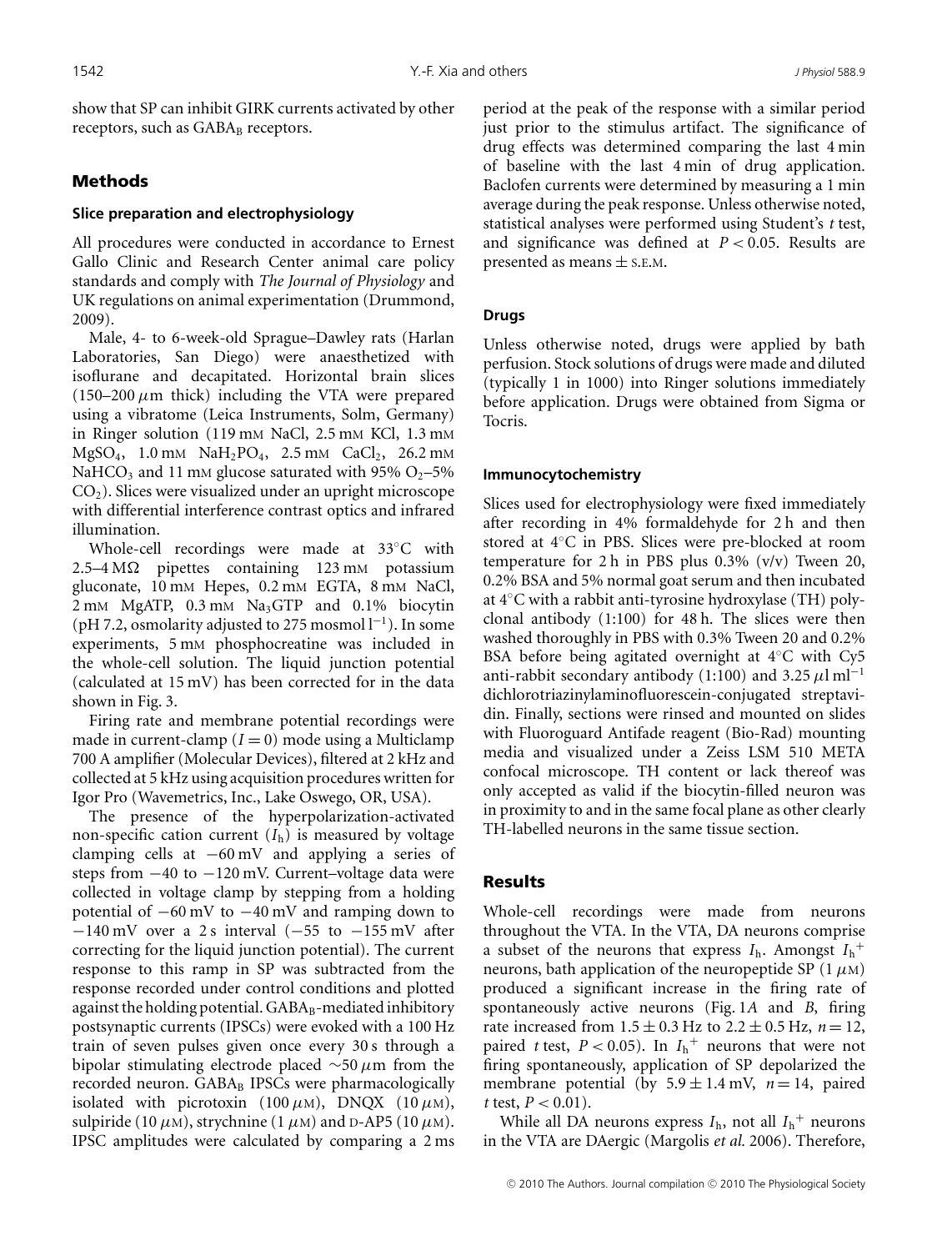show that SP can inhibit GIRK currents activated by other receptors, such as $GABA_B$ receptors.

## Methods

### Slice preparation and electrophysiology

All procedures were conducted in accordance to Ernest Gallo Clinic and Research Center animal care policy standards and comply with *The Journal of Physiology* and UK regulations on animal experimentation (Drummond, 2009).

Male, 4- to 6-week-old Sprague–Dawley rats (Harlan Laboratories, San Diego) were anaesthetized with isoflurane and decapitated. Horizontal brain slices (150–200 $\mu$m thick) including the VTA were prepared using a vibratome (Leica Instruments, Solm, Germany) in Ringer solution (119 mM NaCl, 2.5 mM KCl, 1.3 mM $MgSO_4$, 1.0 mM $NaH_2PO_4$, 2.5 mM $CaCl_2$, 26.2 mM $NaHCO_3$ and 11 mM glucose saturated with 95% $O_2$–5% $CO_2$). Slices were visualized under an upright microscope with differential interference contrast optics and infrared illumination.

Whole-cell recordings were made at 33°C with 2.5–4 M$\Omega$ pipettes containing 123 mM potassium gluconate, 10 mM Hepes, 0.2 mM EGTA, 8 mM NaCl, 2 mM MgATP, 0.3 mM $Na_3GTP$ and 0.1% biocytin (pH 7.2, osmolarity adjusted to 275 mosmol $l^{-1}$). In some experiments, 5 mM phosphocreatine was included in the whole-cell solution. The liquid junction potential (calculated at 15 mV) has been corrected for in the data shown in Fig. 3.

Firing rate and membrane potential recordings were made in current-clamp ($I = 0$) mode using a Multiclamp 700 A amplifier (Molecular Devices), filtered at 2 kHz and collected at 5 kHz using acquisition procedures written for Igor Pro (Wavemetrics, Inc., Lake Oswego, OR, USA).

The presence of the hyperpolarization-activated non-specific cation current ($I_h$) is measured by voltage clamping cells at −60 mV and applying a series of steps from −40 to −120 mV. Current–voltage data were collected in voltage clamp by stepping from a holding potential of −60 mV to −40 mV and ramping down to −140 mV over a 2 s interval (−55 to −155 mV after correcting for the liquid junction potential). The current response to this ramp in SP was subtracted from the response recorded under control conditions and plotted against the holding potential. $GABA_B$-mediated inhibitory postsynaptic currents (IPSCs) were evoked with a 100 Hz train of seven pulses given once every 30 s through a bipolar stimulating electrode placed ∼50 $\mu$m from the recorded neuron. $GABA_B$ IPSCs were pharmacologically isolated with picrotoxin (100 $\mu$M), DNQX (10 $\mu$M), sulpiride (10 $\mu$M), strychnine (1 $\mu$M) and D-AP5 (10 $\mu$M). IPSC amplitudes were calculated by comparing a 2 ms period at the peak of the response with a similar period just prior to the stimulus artifact. The significance of drug effects was determined comparing the last 4 min of baseline with the last 4 min of drug application. Baclofen currents were determined by measuring a 1 min average during the peak response. Unless otherwise noted, statistical analyses were performed using Student's *t* test, and significance was defined at $P < 0.05$. Results are presented as means ± S.E.M.

### Drugs

Unless otherwise noted, drugs were applied by bath perfusion. Stock solutions of drugs were made and diluted (typically 1 in 1000) into Ringer solutions immediately before application. Drugs were obtained from Sigma or Tocris.

### Immunocytochemistry

Slices used for electrophysiology were fixed immediately after recording in 4% formaldehyde for 2 h and then stored at 4°C in PBS. Slices were pre-blocked at room temperature for 2 h in PBS plus 0.3% (v/v) Tween 20, 0.2% BSA and 5% normal goat serum and then incubated at 4°C with a rabbit anti-tyrosine hydroxylase (TH) polyclonal antibody (1:100) for 48 h. The slices were then washed thoroughly in PBS with 0.3% Tween 20 and 0.2% BSA before being agitated overnight at 4°C with Cy5 anti-rabbit secondary antibody (1:100) and 3.25 $\mu$l $ml^{-1}$ dichlorotriazinylaminofluorescein-conjugated streptavidin. Finally, sections were rinsed and mounted on slides with Fluoroguard Antifade reagent (Bio-Rad) mounting media and visualized under a Zeiss LSM 510 META confocal microscope. TH content or lack thereof was only accepted as valid if the biocytin-filled neuron was in proximity to and in the same focal plane as other clearly TH-labelled neurons in the same tissue section.

## Results

Whole-cell recordings were made from neurons throughout the VTA. In the VTA, DA neurons comprise a subset of the neurons that express $I_h$. Amongst $I_h^+$ neurons, bath application of the neuropeptide SP (1 $\mu$M) produced a significant increase in the firing rate of spontaneously active neurons (Fig. 1*A* and *B*, firing rate increased from 1.5 ± 0.3 Hz to 2.2 ± 0.5 Hz, $n = 12$, paired *t* test, $P < 0.05$). In $I_h^+$ neurons that were not firing spontaneously, application of SP depolarized the membrane potential (by 5.9 ± 1.4 mV, $n = 14$, paired *t* test, $P < 0.01$).

While all DA neurons express $I_h$, not all $I_h^+$ neurons in the VTA are DAergic (Margolis *et al.* 2006). Therefore,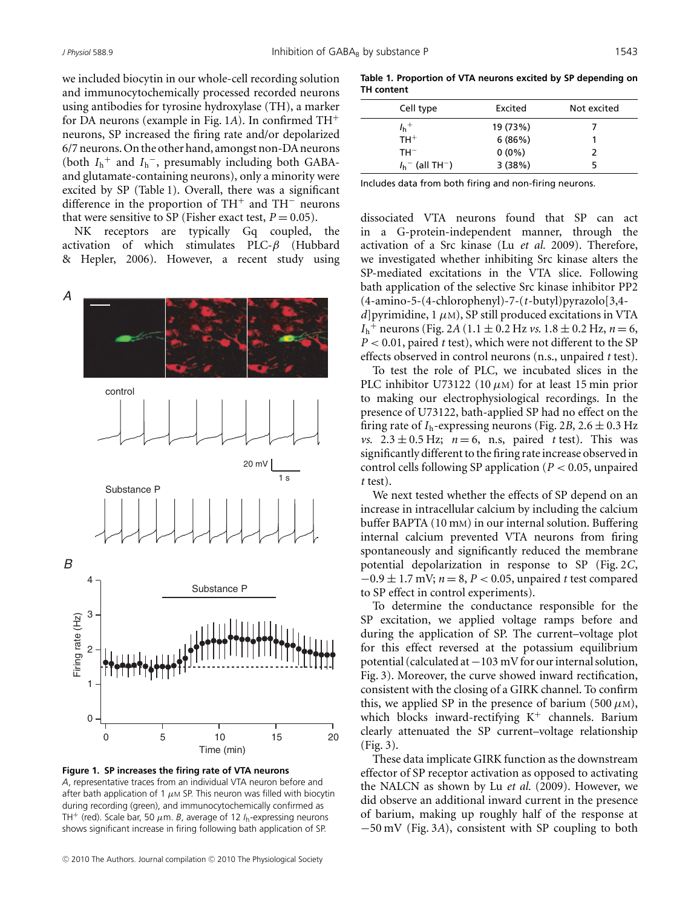we included biocytin in our whole-cell recording solution and immunocytochemically processed recorded neurons using antibodies for tyrosine hydroxylase (TH), a marker for DA neurons (example in Fig. 1*A*). In confirmed $TH^+$ neurons, SP increased the firing rate and/or depolarized 6/7 neurons. On the other hand, amongst non-DA neurons (both $I_h^+$ and $I_h^-$, presumably including both GABA- and glutamate-containing neurons), only a minority were excited by SP (Table 1). Overall, there was a significant difference in the proportion of $TH^+$ and $TH^-$ neurons that were sensitive to SP (Fisher exact test, $P = 0.05$).

NK receptors are typically Gq coupled, the activation of which stimulates PLC-$\beta$ (Hubbard & Hepler, 2006). However, a recent study using dissociated VTA neurons found that SP can act in a G-protein-independent manner, through the activation of a Src kinase (Lu *et al.* 2009). Therefore, we investigated whether inhibiting Src kinase alters the SP-mediated excitations in the VTA slice. Following bath application of the selective Src kinase inhibitor PP2 (4-amino-5-(4-chlorophenyl)-7-(*t*-butyl)pyrazolo[3,4-*d*]pyrimidine, 1 $\mu$M), SP still produced excitations in VTA $I_h^+$ neurons (Fig. 2*A* ($1.1 \pm 0.2$ Hz *vs.* $1.8 \pm 0.2$ Hz, $n = 6$, $P < 0.01$, paired *t* test), which were not different to the SP effects observed in control neurons (n.s., unpaired *t* test).

**Table 1. Proportion of VTA neurons excited by SP depending on TH content**

| Cell type | Excited | Not excited |
|---|---|---|
| $I_h^+$ | 19 (73%) | 7 |
| $TH^+$ | 6 (86%) | 1 |
| $TH^-$ | 0 (0%) | 2 |
| $I_h^-$ (all $TH^-$) | 3 (38%) | 5 |

Includes data from both firing and non-firing neurons.

To test the role of PLC, we incubated slices in the PLC inhibitor U73122 (10 $\mu$M) for at least 15 min prior to making our electrophysiological recordings. In the presence of U73122, bath-applied SP had no effect on the firing rate of $I_h$-expressing neurons (Fig. 2*B*, $2.6 \pm 0.3$ Hz *vs.* $2.3 \pm 0.5$ Hz; $n = 6$, n.s, paired *t* test). This was significantly different to the firing rate increase observed in control cells following SP application ($P < 0.05$, unpaired *t* test).

We next tested whether the effects of SP depend on an increase in intracellular calcium by including the calcium buffer BAPTA (10 mM) in our internal solution. Buffering internal calcium prevented VTA neurons from firing spontaneously and significantly reduced the membrane potential depolarization in response to SP (Fig. 2*C*, $-0.9 \pm 1.7$ mV; $n = 8$, $P < 0.05$, unpaired *t* test compared to SP effect in control experiments).

To determine the conductance responsible for the SP excitation, we applied voltage ramps before and during the application of SP. The current–voltage plot for this effect reversed at the potassium equilibrium potential (calculated at $-103$ mV for our internal solution, Fig. 3). Moreover, the curve showed inward rectification, consistent with the closing of a GIRK channel. To confirm this, we applied SP in the presence of barium (500 $\mu$M), which blocks inward-rectifying $K^+$ channels. Barium clearly attenuated the SP current–voltage relationship (Fig. 3).

These data implicate GIRK function as the downstream effector of SP receptor activation as opposed to activating the NALCN as shown by Lu *et al.* (2009). However, we did observe an additional inward current in the presence of barium, making up roughly half of the response at $-50$ mV (Fig. 3*A*), consistent with SP coupling to both

**Figure 1. SP increases the firing rate of VTA neurons**
*A*, representative traces from an individual VTA neuron before and after bath application of 1 $\mu$M SP. This neuron was filled with biocytin during recording (green), and immunocytochemically confirmed as $TH^+$ (red). Scale bar, 50 $\mu$m. *B*, average of 12 $I_h$-expressing neurons shows significant increase in firing following bath application of SP.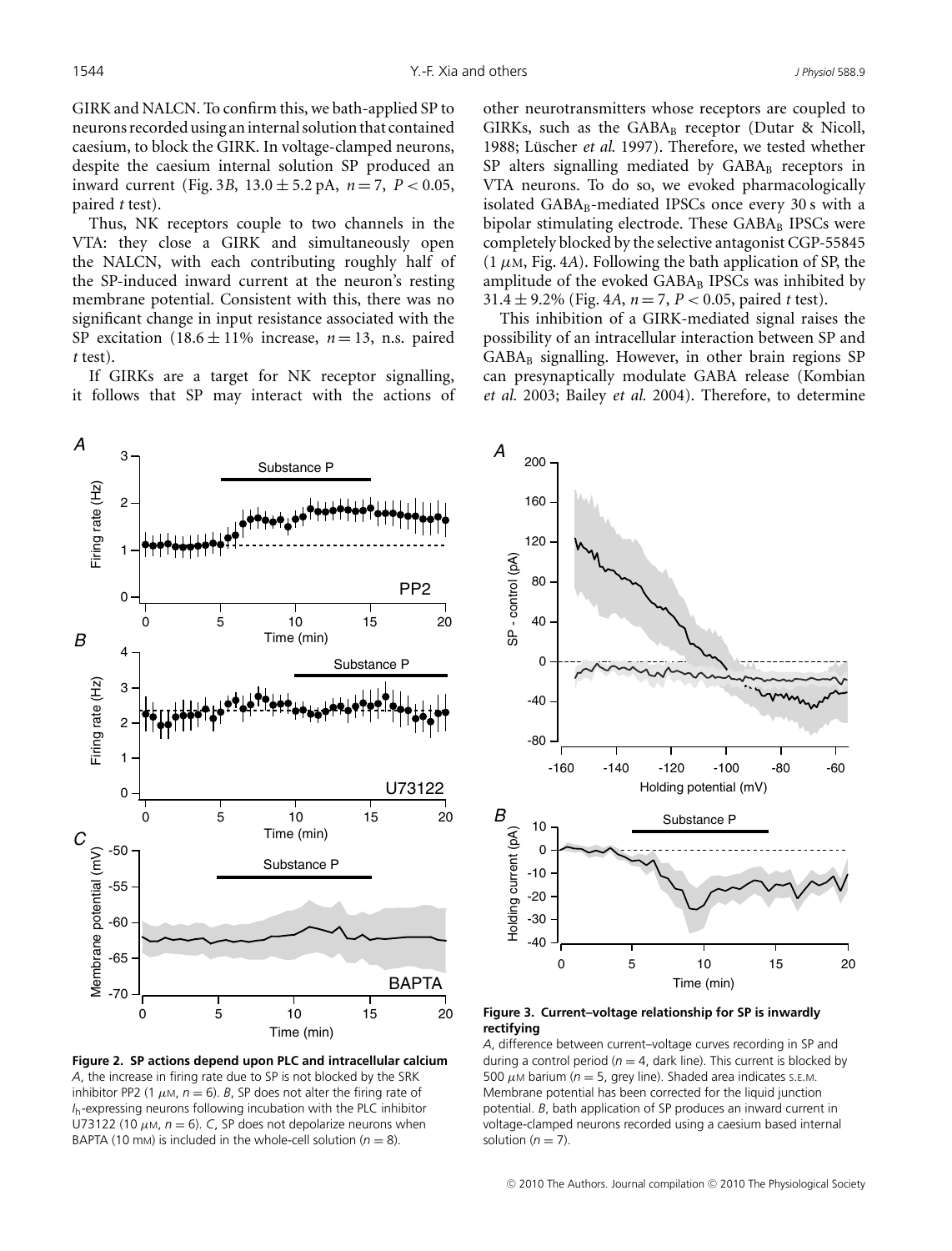GIRK and NALCN. To confirm this, we bath-applied SP to neurons recorded using an internal solution that contained caesium, to block the GIRK. In voltage-clamped neurons, despite the caesium internal solution SP produced an inward current (Fig. 3*B*, $13.0 \pm 5.2$ pA, $n = 7$, $P < 0.05$, paired *t* test).

Thus, NK receptors couple to two channels in the VTA: they close a GIRK and simultaneously open the NALCN, with each contributing roughly half of the SP-induced inward current at the neuron's resting membrane potential. Consistent with this, there was no significant change in input resistance associated with the SP excitation ($18.6 \pm 11$% increase, $n = 13$, n.s. paired *t* test).

If GIRKs are a target for NK receptor signalling, it follows that SP may interact with the actions of other neurotransmitters whose receptors are coupled to GIRKs, such as the $GABA_B$ receptor (Dutar & Nicoll, 1988; Lüscher *et al.* 1997). Therefore, we tested whether SP alters signalling mediated by $GABA_B$ receptors in VTA neurons. To do so, we evoked pharmacologically isolated $GABA_B$-mediated IPSCs once every 30 s with a bipolar stimulating electrode. These $GABA_B$ IPSCs were completely blocked by the selective antagonist CGP-55845 (1 $\mu$M, Fig. 4*A*). Following the bath application of SP, the amplitude of the evoked $GABA_B$ IPSCs was inhibited by $31.4 \pm 9.2$% (Fig. 4*A*, $n = 7$, $P < 0.05$, paired *t* test).

This inhibition of a GIRK-mediated signal raises the possibility of an intracellular interaction between SP and $GABA_B$ signalling. However, in other brain regions SP can presynaptically modulate GABA release (Kombian *et al.* 2003; Bailey *et al.* 2004). Therefore, to determine

**Figure 2. SP actions depend upon PLC and intracellular calcium**
*A*, the increase in firing rate due to SP is not blocked by the SRK inhibitor PP2 (1 $\mu$M, $n = 6$). *B*, SP does not alter the firing rate of $I_h$-expressing neurons following incubation with the PLC inhibitor U73122 (10 $\mu$M, $n = 6$). *C*, SP does not depolarize neurons when BAPTA (10 mM) is included in the whole-cell solution ($n = 8$).

**Figure 3. Current–voltage relationship for SP is inwardly rectifying**
*A*, difference between current–voltage curves recording in SP and during a control period ($n = 4$, dark line). This current is blocked by 500 $\mu$M barium ($n = 5$, grey line). Shaded area indicates S.E.M. Membrane potential has been corrected for the liquid junction potential. *B*, bath application of SP produces an inward current in voltage-clamped neurons recorded using a caesium based internal solution ($n = 7$).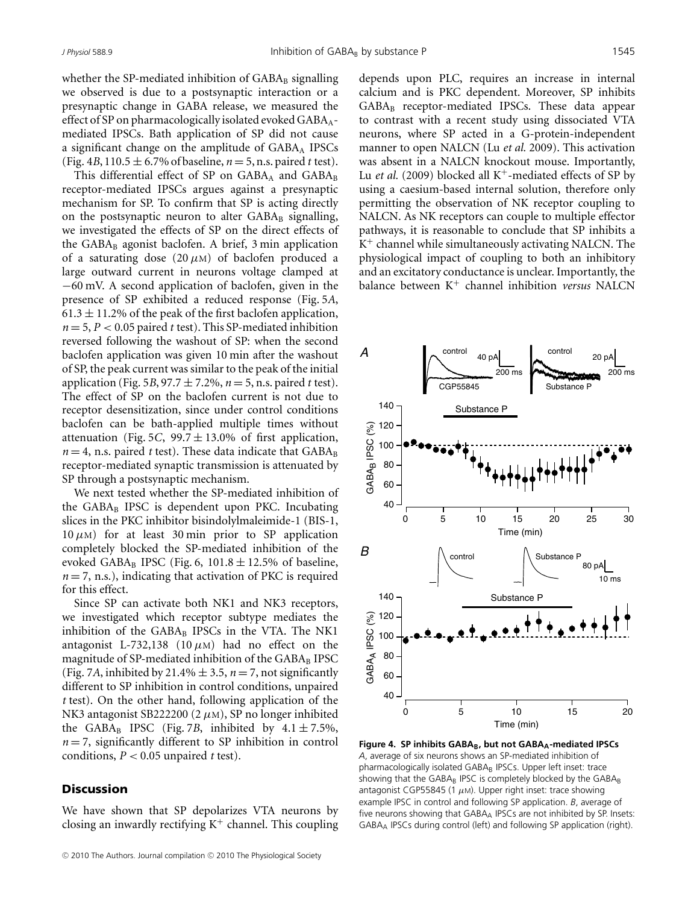whether the SP-mediated inhibition of $GABA_B$ signalling we observed is due to a postsynaptic interaction or a presynaptic change in GABA release, we measured the effect of SP on pharmacologically isolated evoked $GABA_A$-mediated IPSCs. Bath application of SP did not cause a significant change on the amplitude of $GABA_A$ IPSCs (Fig. 4*B*, 110.5 ± 6.7% of baseline, $n = 5$, n.s. paired *t* test).

This differential effect of SP on $GABA_A$ and $GABA_B$ receptor-mediated IPSCs argues against a presynaptic mechanism for SP. To confirm that SP is acting directly on the postsynaptic neuron to alter $GABA_B$ signalling, we investigated the effects of SP on the direct effects of the $GABA_B$ agonist baclofen. A brief, 3 min application of a saturating dose (20 $\mu$M) of baclofen produced a large outward current in neurons voltage clamped at −60 mV. A second application of baclofen, given in the presence of SP exhibited a reduced response (Fig. 5*A*, 61.3 ± 11.2% of the peak of the first baclofen application, $n = 5$, $P < 0.05$ paired *t* test). This SP-mediated inhibition reversed following the washout of SP: when the second baclofen application was given 10 min after the washout of SP, the peak current was similar to the peak of the initial application (Fig. 5*B*, 97.7 ± 7.2%, $n = 5$, n.s. paired *t* test). The effect of SP on the baclofen current is not due to receptor desensitization, since under control conditions baclofen can be bath-applied multiple times without attenuation (Fig. 5*C*, 99.7 ± 13.0% of first application, $n = 4$, n.s. paired *t* test). These data indicate that $GABA_B$ receptor-mediated synaptic transmission is attenuated by SP through a postsynaptic mechanism.

We next tested whether the SP-mediated inhibition of the $GABA_B$ IPSC is dependent upon PKC. Incubating slices in the PKC inhibitor bisindolylmaleimide-1 (BIS-1, 10 $\mu$M) for at least 30 min prior to SP application completely blocked the SP-mediated inhibition of the evoked $GABA_B$ IPSC (Fig. 6, 101.8 ± 12.5% of baseline, $n = 7$, n.s.), indicating that activation of PKC is required for this effect.

Since SP can activate both NK1 and NK3 receptors, we investigated which receptor subtype mediates the inhibition of the $GABA_B$ IPSCs in the VTA. The NK1 antagonist L-732,138 (10 $\mu$M) had no effect on the magnitude of SP-mediated inhibition of the $GABA_B$ IPSC (Fig. 7*A*, inhibited by 21.4% ± 3.5, $n = 7$, not significantly different to SP inhibition in control conditions, unpaired *t* test). On the other hand, following application of the NK3 antagonist SB222200 (2 $\mu$M), SP no longer inhibited the $GABA_B$ IPSC (Fig. 7*B*, inhibited by 4.1 ± 7.5%, $n = 7$, significantly different to SP inhibition in control conditions, $P < 0.05$ unpaired *t* test).

## Discussion

We have shown that SP depolarizes VTA neurons by closing an inwardly rectifying $K^+$ channel. This coupling depends upon PLC, requires an increase in internal calcium and is PKC dependent. Moreover, SP inhibits $GABA_B$ receptor-mediated IPSCs. These data appear to contrast with a recent study using dissociated VTA neurons, where SP acted in a G-protein-independent manner to open NALCN (Lu *et al.* 2009). This activation was absent in a NALCN knockout mouse. Importantly, Lu *et al.* (2009) blocked all $K^+$-mediated effects of SP by using a caesium-based internal solution, therefore only permitting the observation of NK receptor coupling to NALCN. As NK receptors can couple to multiple effector pathways, it is reasonable to conclude that SP inhibits a $K^+$ channel while simultaneously activating NALCN. The physiological impact of coupling to both an inhibitory and an excitatory conductance is unclear. Importantly, the balance between $K^+$ channel inhibition *versus* NALCN

**Figure 4. SP inhibits $GABA_B$, but not $GABA_A$-mediated IPSCs**
*A*, average of six neurons shows an SP-mediated inhibition of pharmacologically isolated $GABA_B$ IPSCs. Upper left inset: trace showing that the $GABA_B$ IPSC is completely blocked by the $GABA_B$ antagonist CGP55845 (1 $\mu$M). Upper right inset: trace showing example IPSC in control and following SP application. *B*, average of five neurons showing that $GABA_A$ IPSCs are not inhibited by SP. Insets: $GABA_A$ IPSCs during control (left) and following SP application (right).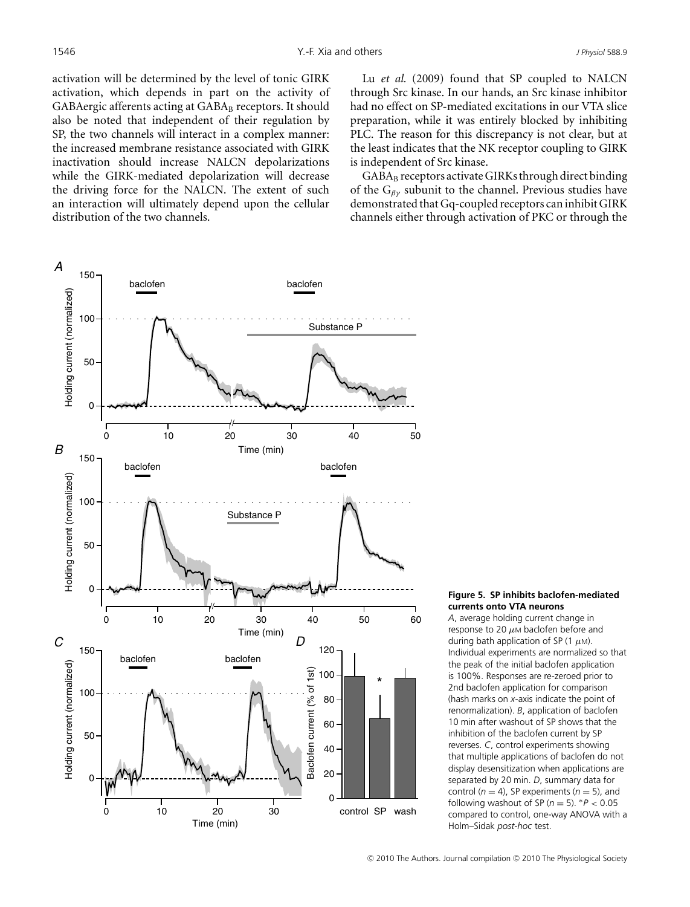activation will be determined by the level of tonic GIRK activation, which depends in part on the activity of GABAergic afferents acting at $GABA_B$ receptors. It should also be noted that independent of their regulation by SP, the two channels will interact in a complex manner: the increased membrane resistance associated with GIRK inactivation should increase NALCN depolarizations while the GIRK-mediated depolarization will decrease the driving force for the NALCN. The extent of such an interaction will ultimately depend upon the cellular distribution of the two channels.

Lu *et al.* (2009) found that SP coupled to NALCN through Src kinase. In our hands, an Src kinase inhibitor had no effect on SP-mediated excitations in our VTA slice preparation, while it was entirely blocked by inhibiting PLC. The reason for this discrepancy is not clear, but at the least indicates that the NK receptor coupling to GIRK is independent of Src kinase.

$GABA_B$ receptors activate GIRKs through direct binding of the $G_{\beta\gamma}$ subunit to the channel. Previous studies have demonstrated that Gq-coupled receptors can inhibit GIRK channels either through activation of PKC or through the

**Figure 5. SP inhibits baclofen-mediated currents onto VTA neurons**

*A*, average holding current change in response to 20 $\mu$M baclofen before and during bath application of SP (1 $\mu$M). Individual experiments are normalized so that the peak of the initial baclofen application is 100%. Responses are re-zeroed prior to 2nd baclofen application for comparison (hash marks on *x*-axis indicate the point of renormalization). *B*, application of baclofen 10 min after washout of SP shows that the inhibition of the baclofen current by SP reverses. *C*, control experiments showing that multiple applications of baclofen do not display desensitization when applications are separated by 20 min. *D*, summary data for control ($n = 4$), SP experiments ($n = 5$), and following washout of SP ($n = 5$). \*$P < 0.05$ compared to control, one-way ANOVA with a Holm–Sidak *post-hoc* test.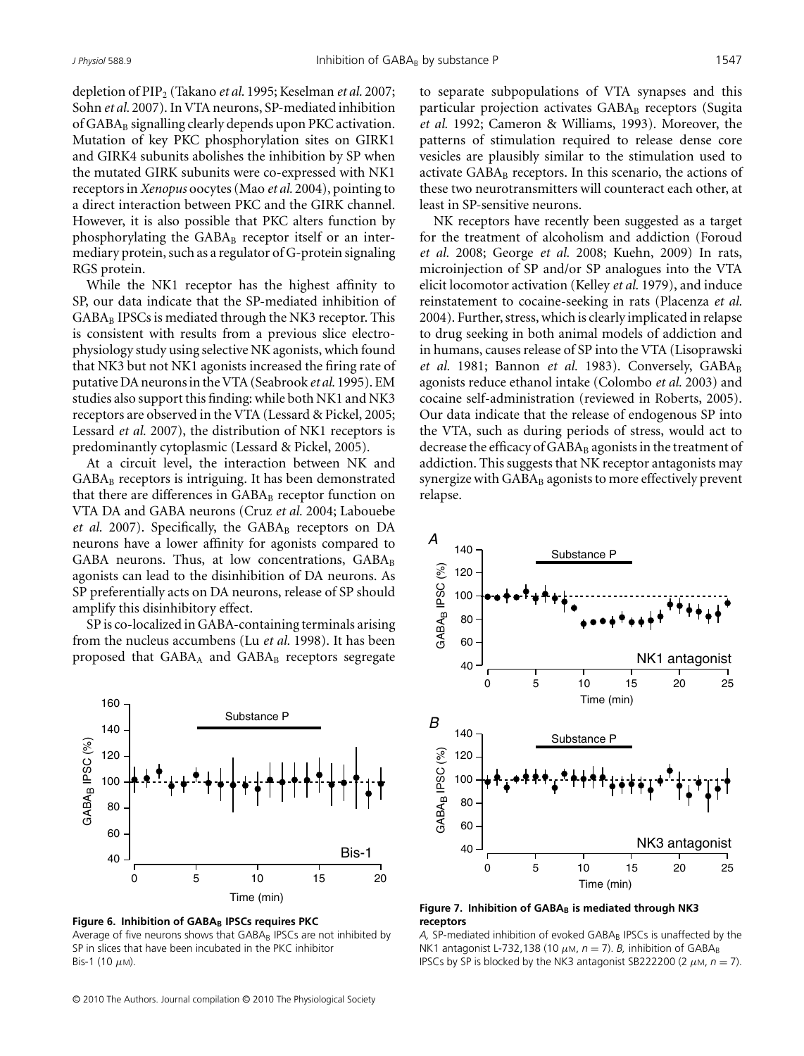depletion of $PIP_2$ (Takano *et al.* 1995; Keselman *et al.* 2007; Sohn *et al.* 2007). In VTA neurons, SP-mediated inhibition of $GABA_B$ signalling clearly depends upon PKC activation. Mutation of key PKC phosphorylation sites on GIRK1 and GIRK4 subunits abolishes the inhibition by SP when the mutated GIRK subunits were co-expressed with NK1 receptors in *Xenopus* oocytes (Mao *et al.* 2004), pointing to a direct interaction between PKC and the GIRK channel. However, it is also possible that PKC alters function by phosphorylating the $GABA_B$ receptor itself or an intermediary protein, such as a regulator of G-protein signaling RGS protein.

While the NK1 receptor has the highest affinity to SP, our data indicate that the SP-mediated inhibition of $GABA_B$ IPSCs is mediated through the NK3 receptor. This is consistent with results from a previous slice electrophysiology study using selective NK agonists, which found that NK3 but not NK1 agonists increased the firing rate of putative DA neurons in the VTA (Seabrook *et al.* 1995). EM studies also support this finding: while both NK1 and NK3 receptors are observed in the VTA (Lessard & Pickel, 2005; Lessard *et al.* 2007), the distribution of NK1 receptors is predominantly cytoplasmic (Lessard & Pickel, 2005).

At a circuit level, the interaction between NK and $GABA_B$ receptors is intriguing. It has been demonstrated that there are differences in $GABA_B$ receptor function on VTA DA and GABA neurons (Cruz *et al.* 2004; Labouebe *et al.* 2007). Specifically, the $GABA_B$ receptors on DA neurons have a lower affinity for agonists compared to GABA neurons. Thus, at low concentrations, $GABA_B$ agonists can lead to the disinhibition of DA neurons. As SP preferentially acts on DA neurons, release of SP should amplify this disinhibitory effect.

SP is co-localized in GABA-containing terminals arising from the nucleus accumbens (Lu *et al.* 1998). It has been proposed that $GABA_A$ and $GABA_B$ receptors segregate to separate subpopulations of VTA synapses and this particular projection activates $GABA_B$ receptors (Sugita *et al.* 1992; Cameron & Williams, 1993). Moreover, the patterns of stimulation required to release dense core vesicles are plausibly similar to the stimulation used to activate $GABA_B$ receptors. In this scenario, the actions of these two neurotransmitters will counteract each other, at least in SP-sensitive neurons.

NK receptors have recently been suggested as a target for the treatment of alcoholism and addiction (Foroud *et al.* 2008; George *et al.* 2008; Kuehn, 2009) In rats, microinjection of SP and/or SP analogues into the VTA elicit locomotor activation (Kelley *et al.* 1979), and induce reinstatement to cocaine-seeking in rats (Placenza *et al.* 2004). Further, stress, which is clearly implicated in relapse to drug seeking in both animal models of addiction and in humans, causes release of SP into the VTA (Lisoprawski *et al.* 1981; Bannon *et al.* 1983). Conversely, $GABA_B$ agonists reduce ethanol intake (Colombo *et al.* 2003) and cocaine self-administration (reviewed in Roberts, 2005). Our data indicate that the release of endogenous SP into the VTA, such as during periods of stress, would act to decrease the efficacy of $GABA_B$ agonists in the treatment of addiction. This suggests that NK receptor antagonists may synergize with $GABA_B$ agonists to more effectively prevent relapse.

**Figure 6. Inhibition of $GABA_B$ IPSCs requires PKC**
Average of five neurons shows that $GABA_B$ IPSCs are not inhibited by SP in slices that have been incubated in the PKC inhibitor Bis-1 (10 $\mu$M).

**Figure 7. Inhibition of $GABA_B$ is mediated through NK3 receptors**
*A,* SP-mediated inhibition of evoked $GABA_B$ IPSCs is unaffected by the NK1 antagonist L-732,138 (10 $\mu$M, $n = 7$). *B,* inhibition of $GABA_B$ IPSCs by SP is blocked by the NK3 antagonist SB222200 (2 $\mu$M, $n = 7$).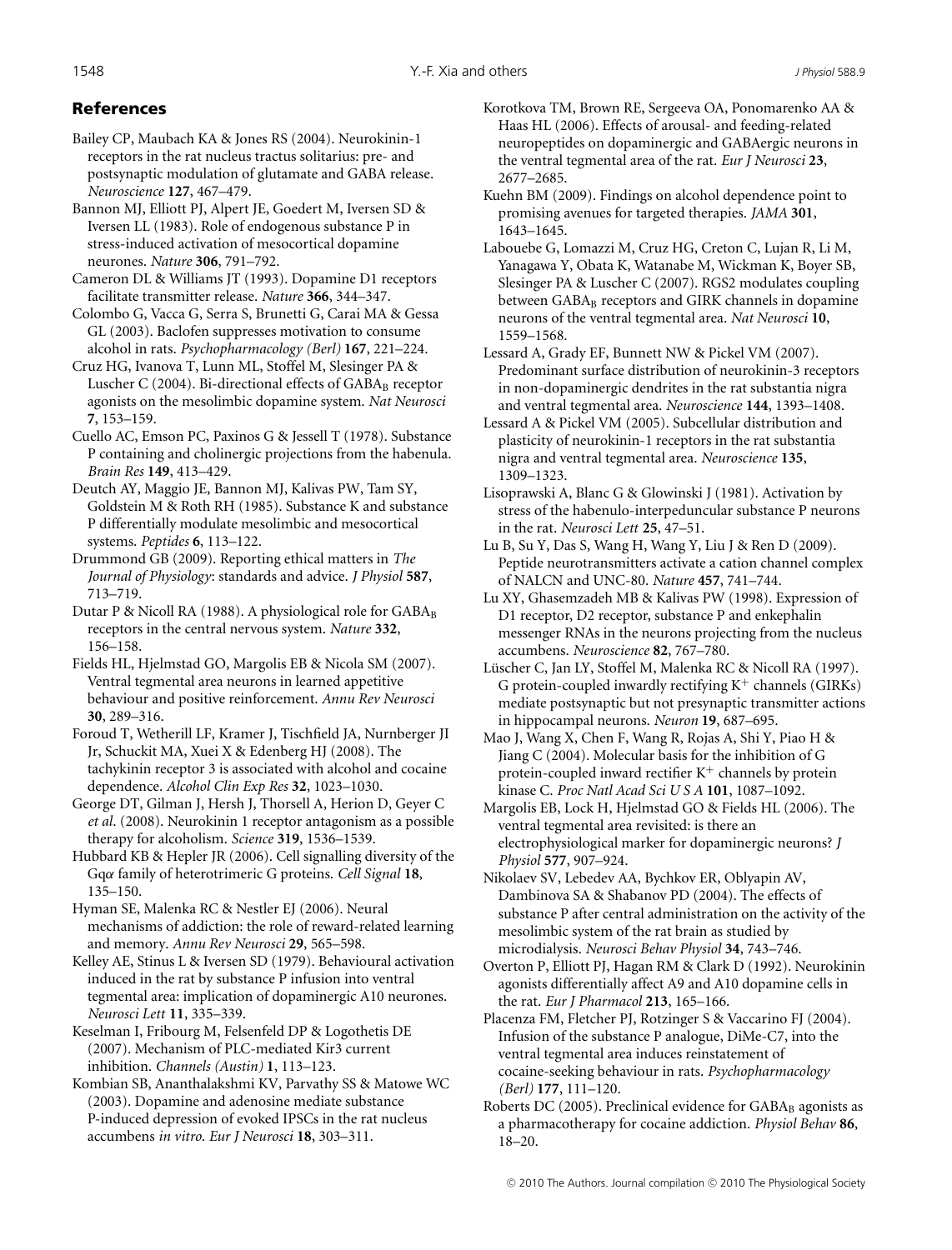## References

Bailey CP, Maubach KA & Jones RS (2004). Neurokinin-1 receptors in the rat nucleus tractus solitarius: pre- and postsynaptic modulation of glutamate and GABA release. *Neuroscience* **127**, 467–479.

Bannon MJ, Elliott PJ, Alpert JE, Goedert M, Iversen SD & Iversen LL (1983). Role of endogenous substance P in stress-induced activation of mesocortical dopamine neurones. *Nature* **306**, 791–792.

Cameron DL & Williams JT (1993). Dopamine D1 receptors facilitate transmitter release. *Nature* **366**, 344–347.

Colombo G, Vacca G, Serra S, Brunetti G, Carai MA & Gessa GL (2003). Baclofen suppresses motivation to consume alcohol in rats. *Psychopharmacology (Berl)* **167**, 221–224.

Cruz HG, Ivanova T, Lunn ML, Stoffel M, Slesinger PA & Luscher C (2004). Bi-directional effects of $GABA_B$ receptor agonists on the mesolimbic dopamine system. *Nat Neurosci* **7**, 153–159.

Cuello AC, Emson PC, Paxinos G & Jessell T (1978). Substance P containing and cholinergic projections from the habenula. *Brain Res* **149**, 413–429.

Deutch AY, Maggio JE, Bannon MJ, Kalivas PW, Tam SY, Goldstein M & Roth RH (1985). Substance K and substance P differentially modulate mesolimbic and mesocortical systems. *Peptides* **6**, 113–122.

Drummond GB (2009). Reporting ethical matters in *The Journal of Physiology*: standards and advice. *J Physiol* **587**, 713–719.

Dutar P & Nicoll RA (1988). A physiological role for $GABA_B$ receptors in the central nervous system. *Nature* **332**, 156–158.

Fields HL, Hjelmstad GO, Margolis EB & Nicola SM (2007). Ventral tegmental area neurons in learned appetitive behaviour and positive reinforcement. *Annu Rev Neurosci* **30**, 289–316.

Foroud T, Wetherill LF, Kramer J, Tischfield JA, Nurnberger JI Jr, Schuckit MA, Xuei X & Edenberg HJ (2008). The tachykinin receptor 3 is associated with alcohol and cocaine dependence. *Alcohol Clin Exp Res* **32**, 1023–1030.

George DT, Gilman J, Hersh J, Thorsell A, Herion D, Geyer C *et al.* (2008). Neurokinin 1 receptor antagonism as a possible therapy for alcoholism. *Science* **319**, 1536–1539.

Hubbard KB & Hepler JR (2006). Cell signalling diversity of the Gq$\alpha$ family of heterotrimeric G proteins. *Cell Signal* **18**, 135–150.

Hyman SE, Malenka RC & Nestler EJ (2006). Neural mechanisms of addiction: the role of reward-related learning and memory. *Annu Rev Neurosci* **29**, 565–598.

Kelley AE, Stinus L & Iversen SD (1979). Behavioural activation induced in the rat by substance P infusion into ventral tegmental area: implication of dopaminergic A10 neurones. *Neurosci Lett* **11**, 335–339.

Keselman I, Fribourg M, Felsenfeld DP & Logothetis DE (2007). Mechanism of PLC-mediated Kir3 current inhibition. *Channels (Austin)* **1**, 113–123.

Kombian SB, Ananthalakshmi KV, Parvathy SS & Matowe WC (2003). Dopamine and adenosine mediate substance P-induced depression of evoked IPSCs in the rat nucleus accumbens *in vitro*. *Eur J Neurosci* **18**, 303–311.

Korotkova TM, Brown RE, Sergeeva OA, Ponomarenko AA & Haas HL (2006). Effects of arousal- and feeding-related neuropeptides on dopaminergic and GABAergic neurons in the ventral tegmental area of the rat. *Eur J Neurosci* **23**, 2677–2685.

Kuehn BM (2009). Findings on alcohol dependence point to promising avenues for targeted therapies. *JAMA* **301**, 1643–1645.

Labouebe G, Lomazzi M, Cruz HG, Creton C, Lujan R, Li M, Yanagawa Y, Obata K, Watanabe M, Wickman K, Boyer SB, Slesinger PA & Luscher C (2007). RGS2 modulates coupling between $GABA_B$ receptors and GIRK channels in dopamine neurons of the ventral tegmental area. *Nat Neurosci* **10**, 1559–1568.

Lessard A, Grady EF, Bunnett NW & Pickel VM (2007). Predominant surface distribution of neurokinin-3 receptors in non-dopaminergic dendrites in the rat substantia nigra and ventral tegmental area. *Neuroscience* **144**, 1393–1408.

Lessard A & Pickel VM (2005). Subcellular distribution and plasticity of neurokinin-1 receptors in the rat substantia nigra and ventral tegmental area. *Neuroscience* **135**, 1309–1323.

Lisoprawski A, Blanc G & Glowinski J (1981). Activation by stress of the habenulo-interpeduncular substance P neurons in the rat. *Neurosci Lett* **25**, 47–51.

Lu B, Su Y, Das S, Wang H, Wang Y, Liu J & Ren D (2009). Peptide neurotransmitters activate a cation channel complex of NALCN and UNC-80. *Nature* **457**, 741–744.

Lu XY, Ghasemzadeh MB & Kalivas PW (1998). Expression of D1 receptor, D2 receptor, substance P and enkephalin messenger RNAs in the neurons projecting from the nucleus accumbens. *Neuroscience* **82**, 767–780.

Lüscher C, Jan LY, Stoffel M, Malenka RC & Nicoll RA (1997). G protein-coupled inwardly rectifying $K^+$ channels (GIRKs) mediate postsynaptic but not presynaptic transmitter actions in hippocampal neurons. *Neuron* **19**, 687–695.

Mao J, Wang X, Chen F, Wang R, Rojas A, Shi Y, Piao H & Jiang C (2004). Molecular basis for the inhibition of G protein-coupled inward rectifier $K^+$ channels by protein kinase C. *Proc Natl Acad Sci U S A* **101**, 1087–1092.

Margolis EB, Lock H, Hjelmstad GO & Fields HL (2006). The ventral tegmental area revisited: is there an electrophysiological marker for dopaminergic neurons? *J Physiol* **577**, 907–924.

Nikolaev SV, Lebedev AA, Bychkov ER, Oblyapin AV, Dambinova SA & Shabanov PD (2004). The effects of substance P after central administration on the activity of the mesolimbic system of the rat brain as studied by microdialysis. *Neurosci Behav Physiol* **34**, 743–746.

Overton P, Elliott PJ, Hagan RM & Clark D (1992). Neurokinin agonists differentially affect A9 and A10 dopamine cells in the rat. *Eur J Pharmacol* **213**, 165–166.

Placenza FM, Fletcher PJ, Rotzinger S & Vaccarino FJ (2004). Infusion of the substance P analogue, DiMe-C7, into the ventral tegmental area induces reinstatement of cocaine-seeking behaviour in rats. *Psychopharmacology (Berl)* **177**, 111–120.

Roberts DC (2005). Preclinical evidence for $GABA_B$ agonists as a pharmacotherapy for cocaine addiction. *Physiol Behav* **86**, 18–20.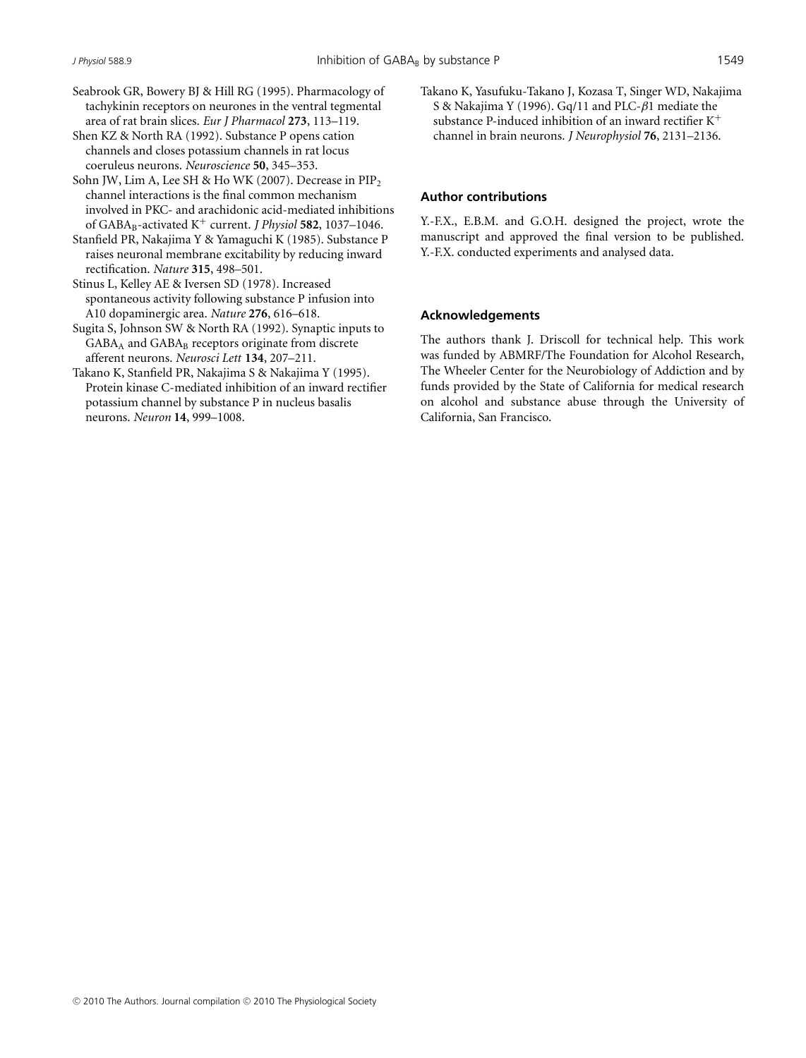Seabrook GR, Bowery BJ & Hill RG (1995). Pharmacology of tachykinin receptors on neurones in the ventral tegmental area of rat brain slices. *Eur J Pharmacol* **273**, 113–119.

Shen KZ & North RA (1992). Substance P opens cation channels and closes potassium channels in rat locus coeruleus neurons. *Neuroscience* **50**, 345–353.

Sohn JW, Lim A, Lee SH & Ho WK (2007). Decrease in $PIP_2$ channel interactions is the final common mechanism involved in PKC- and arachidonic acid-mediated inhibitions of $GABA_B$-activated $K^+$ current. *J Physiol* **582**, 1037–1046.

Stanfield PR, Nakajima Y & Yamaguchi K (1985). Substance P raises neuronal membrane excitability by reducing inward rectification. *Nature* **315**, 498–501.

Stinus L, Kelley AE & Iversen SD (1978). Increased spontaneous activity following substance P infusion into A10 dopaminergic area. *Nature* **276**, 616–618.

Sugita S, Johnson SW & North RA (1992). Synaptic inputs to $GABA_A$ and $GABA_B$ receptors originate from discrete afferent neurons. *Neurosci Lett* **134**, 207–211.

Takano K, Stanfield PR, Nakajima S & Nakajima Y (1995). Protein kinase C-mediated inhibition of an inward rectifier potassium channel by substance P in nucleus basalis neurons. *Neuron* **14**, 999–1008.

Takano K, Yasufuku-Takano J, Kozasa T, Singer WD, Nakajima S & Nakajima Y (1996). Gq/11 and PLC-$\beta$1 mediate the substance P-induced inhibition of an inward rectifier $K^+$ channel in brain neurons. *J Neurophysiol* **76**, 2131–2136.

## Author contributions

Y.-F.X., E.B.M. and G.O.H. designed the project, wrote the manuscript and approved the final version to be published. Y.-F.X. conducted experiments and analysed data.

## Acknowledgements

The authors thank J. Driscoll for technical help. This work was funded by ABMRF/The Foundation for Alcohol Research, The Wheeler Center for the Neurobiology of Addiction and by funds provided by the State of California for medical research on alcohol and substance abuse through the University of California, San Francisco.